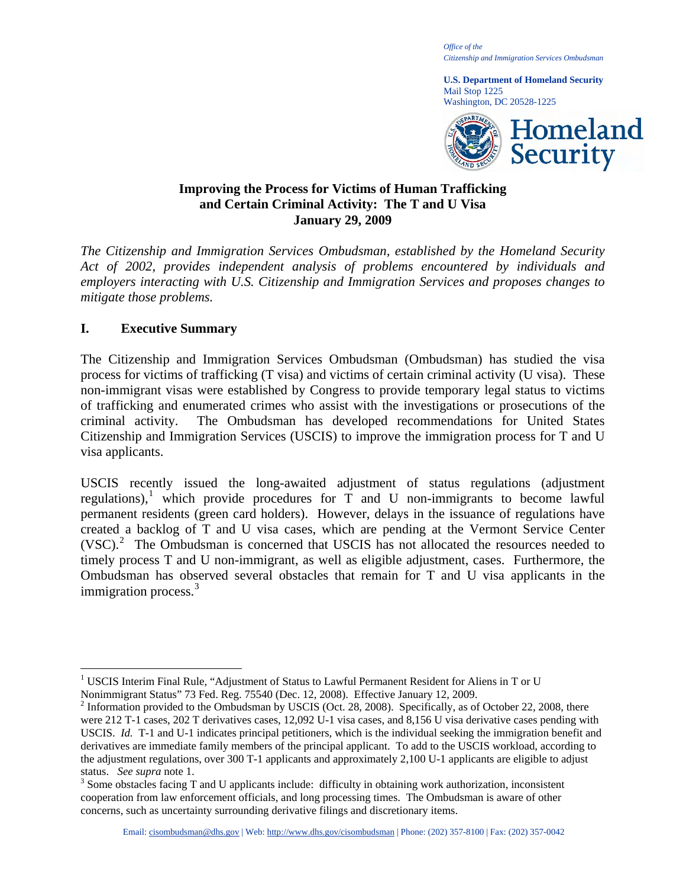*Office of the*
*Citizenship and Immigration Services Ombudsman*

**U.S. Department of Homeland Security**
Mail Stop 1225
Washington, DC 20528-1225

# Improving the Process for Victims of Human Trafficking and Certain Criminal Activity: The T and U Visa

**January 29, 2009**

*The Citizenship and Immigration Services Ombudsman, established by the Homeland Security Act of 2002, provides independent analysis of problems encountered by individuals and employers interacting with U.S. Citizenship and Immigration Services and proposes changes to mitigate those problems.*

## I. Executive Summary

The Citizenship and Immigration Services Ombudsman (Ombudsman) has studied the visa process for victims of trafficking (T visa) and victims of certain criminal activity (U visa). These non-immigrant visas were established by Congress to provide temporary legal status to victims of trafficking and enumerated crimes who assist with the investigations or prosecutions of the criminal activity. The Ombudsman has developed recommendations for United States Citizenship and Immigration Services (USCIS) to improve the immigration process for T and U visa applicants.

USCIS recently issued the long-awaited adjustment of status regulations (adjustment regulations),[1] which provide procedures for T and U non-immigrants to become lawful permanent residents (green card holders). However, delays in the issuance of regulations have created a backlog of T and U visa cases, which are pending at the Vermont Service Center (VSC).[2] The Ombudsman is concerned that USCIS has not allocated the resources needed to timely process T and U non-immigrant, as well as eligible adjustment, cases. Furthermore, the Ombudsman has observed several obstacles that remain for T and U visa applicants in the immigration process.[3]

---

[1] USCIS Interim Final Rule, "Adjustment of Status to Lawful Permanent Resident for Aliens in T or U Nonimmigrant Status" 73 Fed. Reg. 75540 (Dec. 12, 2008). Effective January 12, 2009.

[2] Information provided to the Ombudsman by USCIS (Oct. 28, 2008). Specifically, as of October 22, 2008, there were 212 T-1 cases, 202 T derivatives cases, 12,092 U-1 visa cases, and 8,156 U visa derivative cases pending with USCIS. *Id.* T-1 and U-1 indicates principal petitioners, which is the individual seeking the immigration benefit and derivatives are immediate family members of the principal applicant. To add to the USCIS workload, according to the adjustment regulations, over 300 T-1 applicants and approximately 2,100 U-1 applicants are eligible to adjust status. *See supra* note 1.

[3] Some obstacles facing T and U applicants include: difficulty in obtaining work authorization, inconsistent cooperation from law enforcement officials, and long processing times. The Ombudsman is aware of other concerns, such as uncertainty surrounding derivative filings and discretionary items.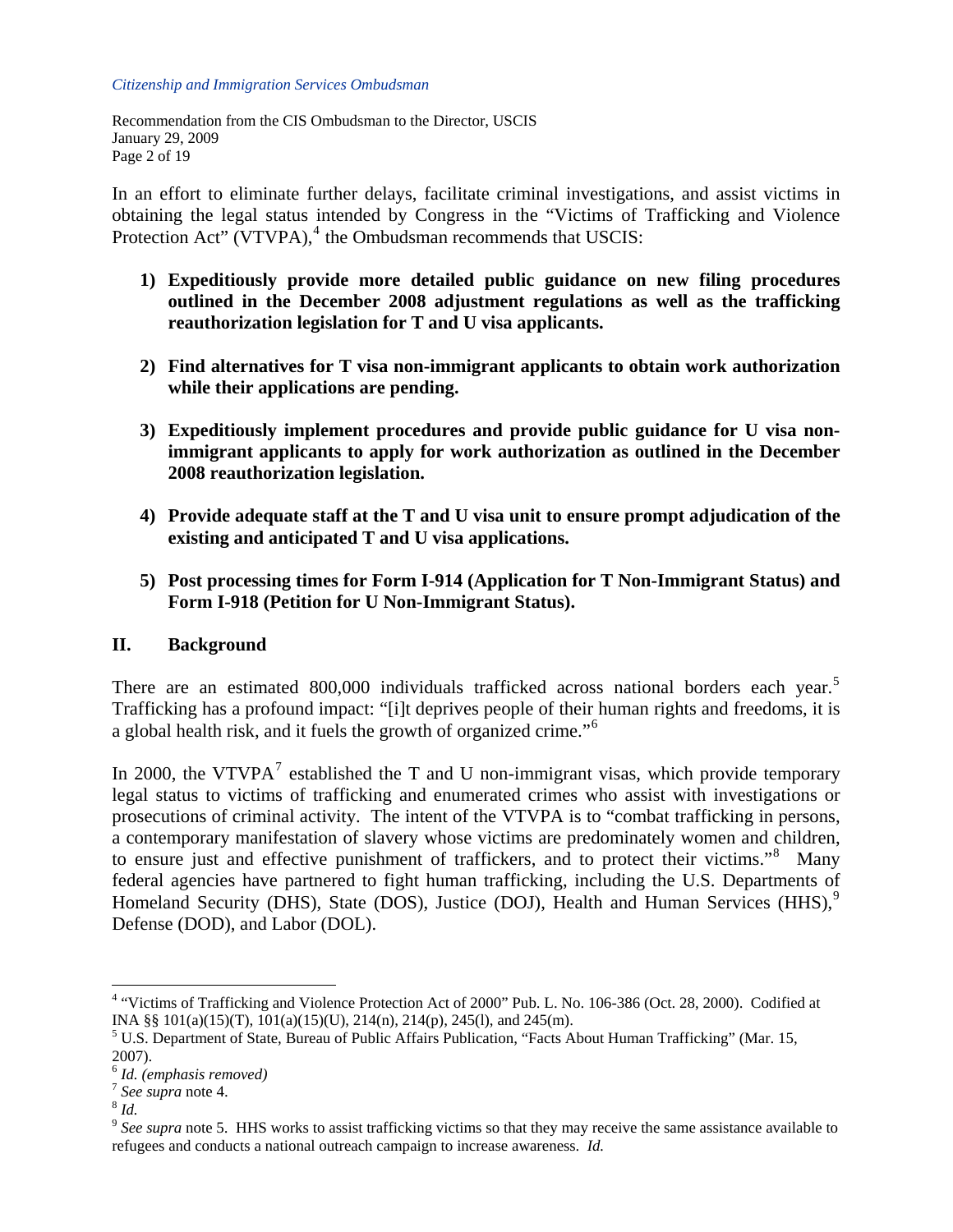In an effort to eliminate further delays, facilitate criminal investigations, and assist victims in obtaining the legal status intended by Congress in the "Victims of Trafficking and Violence Protection Act" (VTVPA),[4] the Ombudsman recommends that USCIS:

1) **Expeditiously provide more detailed public guidance on new filing procedures outlined in the December 2008 adjustment regulations as well as the trafficking reauthorization legislation for T and U visa applicants.**

2) **Find alternatives for T visa non-immigrant applicants to obtain work authorization while their applications are pending.**

3) **Expeditiously implement procedures and provide public guidance for U visa non-immigrant applicants to apply for work authorization as outlined in the December 2008 reauthorization legislation.**

4) **Provide adequate staff at the T and U visa unit to ensure prompt adjudication of the existing and anticipated T and U visa applications.**

5) **Post processing times for Form I-914 (Application for T Non-Immigrant Status) and Form I-918 (Petition for U Non-Immigrant Status).**

## II. Background

There are an estimated 800,000 individuals trafficked across national borders each year.[5] Trafficking has a profound impact: "[i]t deprives people of their human rights and freedoms, it is a global health risk, and it fuels the growth of organized crime."[6]

In 2000, the VTVPA[7] established the T and U non-immigrant visas, which provide temporary legal status to victims of trafficking and enumerated crimes who assist with investigations or prosecutions of criminal activity. The intent of the VTVPA is to "combat trafficking in persons, a contemporary manifestation of slavery whose victims are predominately women and children, to ensure just and effective punishment of traffickers, and to protect their victims."[8] Many federal agencies have partnered to fight human trafficking, including the U.S. Departments of Homeland Security (DHS), State (DOS), Justice (DOJ), Health and Human Services (HHS),[9] Defense (DOD), and Labor (DOL).

---

[4] "Victims of Trafficking and Violence Protection Act of 2000" Pub. L. No. 106-386 (Oct. 28, 2000). Codified at INA §§ 101(a)(15)(T), 101(a)(15)(U), 214(n), 214(p), 245(l), and 245(m).

[5] U.S. Department of State, Bureau of Public Affairs Publication, "Facts About Human Trafficking" (Mar. 15, 2007).

[6] *Id. (emphasis removed)*

[7] *See supra* note 4.

[8] *Id.*

[9] *See supra* note 5. HHS works to assist trafficking victims so that they may receive the same assistance available to refugees and conducts a national outreach campaign to increase awareness. *Id.*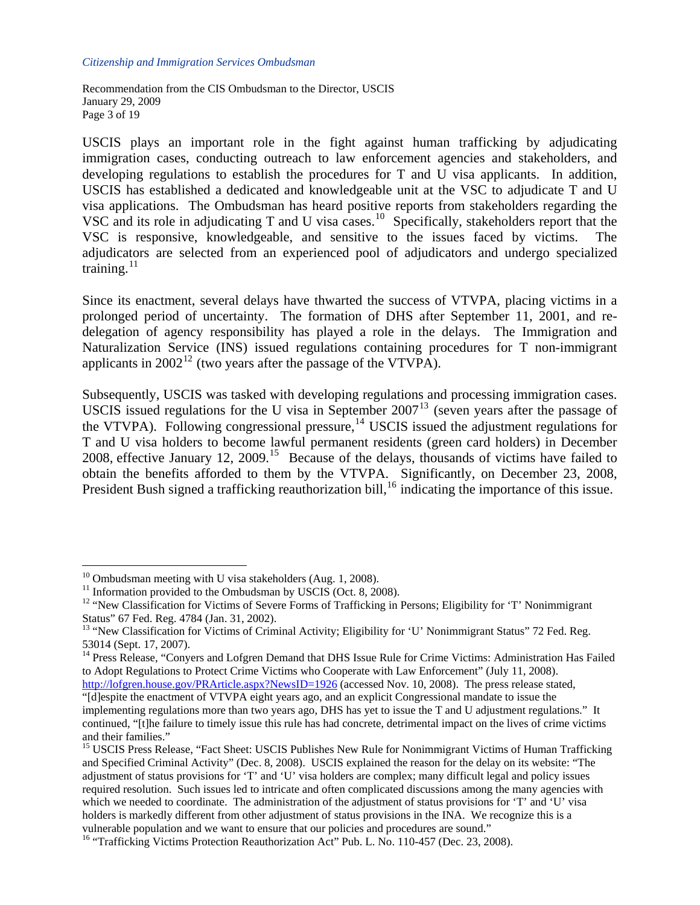USCIS plays an important role in the fight against human trafficking by adjudicating immigration cases, conducting outreach to law enforcement agencies and stakeholders, and developing regulations to establish the procedures for T and U visa applicants. In addition, USCIS has established a dedicated and knowledgeable unit at the VSC to adjudicate T and U visa applications. The Ombudsman has heard positive reports from stakeholders regarding the VSC and its role in adjudicating T and U visa cases.[10] Specifically, stakeholders report that the VSC is responsive, knowledgeable, and sensitive to the issues faced by victims. The adjudicators are selected from an experienced pool of adjudicators and undergo specialized training.[11]

Since its enactment, several delays have thwarted the success of VTVPA, placing victims in a prolonged period of uncertainty. The formation of DHS after September 11, 2001, and re-delegation of agency responsibility has played a role in the delays. The Immigration and Naturalization Service (INS) issued regulations containing procedures for T non-immigrant applicants in 2002[12] (two years after the passage of the VTVPA).

Subsequently, USCIS was tasked with developing regulations and processing immigration cases. USCIS issued regulations for the U visa in September 2007[13] (seven years after the passage of the VTVPA). Following congressional pressure,[14] USCIS issued the adjustment regulations for T and U visa holders to become lawful permanent residents (green card holders) in December 2008, effective January 12, 2009.[15] Because of the delays, thousands of victims have failed to obtain the benefits afforded to them by the VTVPA. Significantly, on December 23, 2008, President Bush signed a trafficking reauthorization bill,[16] indicating the importance of this issue.

---

[10] Ombudsman meeting with U visa stakeholders (Aug. 1, 2008).

[11] Information provided to the Ombudsman by USCIS (Oct. 8, 2008).

[12] "New Classification for Victims of Severe Forms of Trafficking in Persons; Eligibility for 'T' Nonimmigrant Status" 67 Fed. Reg. 4784 (Jan. 31, 2002).

[13] "New Classification for Victims of Criminal Activity; Eligibility for 'U' Nonimmigrant Status" 72 Fed. Reg. 53014 (Sept. 17, 2007).

[14] Press Release, "Conyers and Lofgren Demand that DHS Issue Rule for Crime Victims: Administration Has Failed to Adopt Regulations to Protect Crime Victims who Cooperate with Law Enforcement" (July 11, 2008). http://lofgren.house.gov/PRArticle.aspx?NewsID=1926 (accessed Nov. 10, 2008). The press release stated, "[d]espite the enactment of VTVPA eight years ago, and an explicit Congressional mandate to issue the implementing regulations more than two years ago, DHS has yet to issue the T and U adjustment regulations." It continued, "[t]he failure to timely issue this rule has had concrete, detrimental impact on the lives of crime victims and their families."

[15] USCIS Press Release, "Fact Sheet: USCIS Publishes New Rule for Nonimmigrant Victims of Human Trafficking and Specified Criminal Activity" (Dec. 8, 2008). USCIS explained the reason for the delay on its website: "The adjustment of status provisions for 'T' and 'U' visa holders are complex; many difficult legal and policy issues required resolution. Such issues led to intricate and often complicated discussions among the many agencies with which we needed to coordinate. The administration of the adjustment of status provisions for 'T' and 'U' visa holders is markedly different from other adjustment of status provisions in the INA. We recognize this is a vulnerable population and we want to ensure that our policies and procedures are sound."

[16] "Trafficking Victims Protection Reauthorization Act" Pub. L. No. 110-457 (Dec. 23, 2008).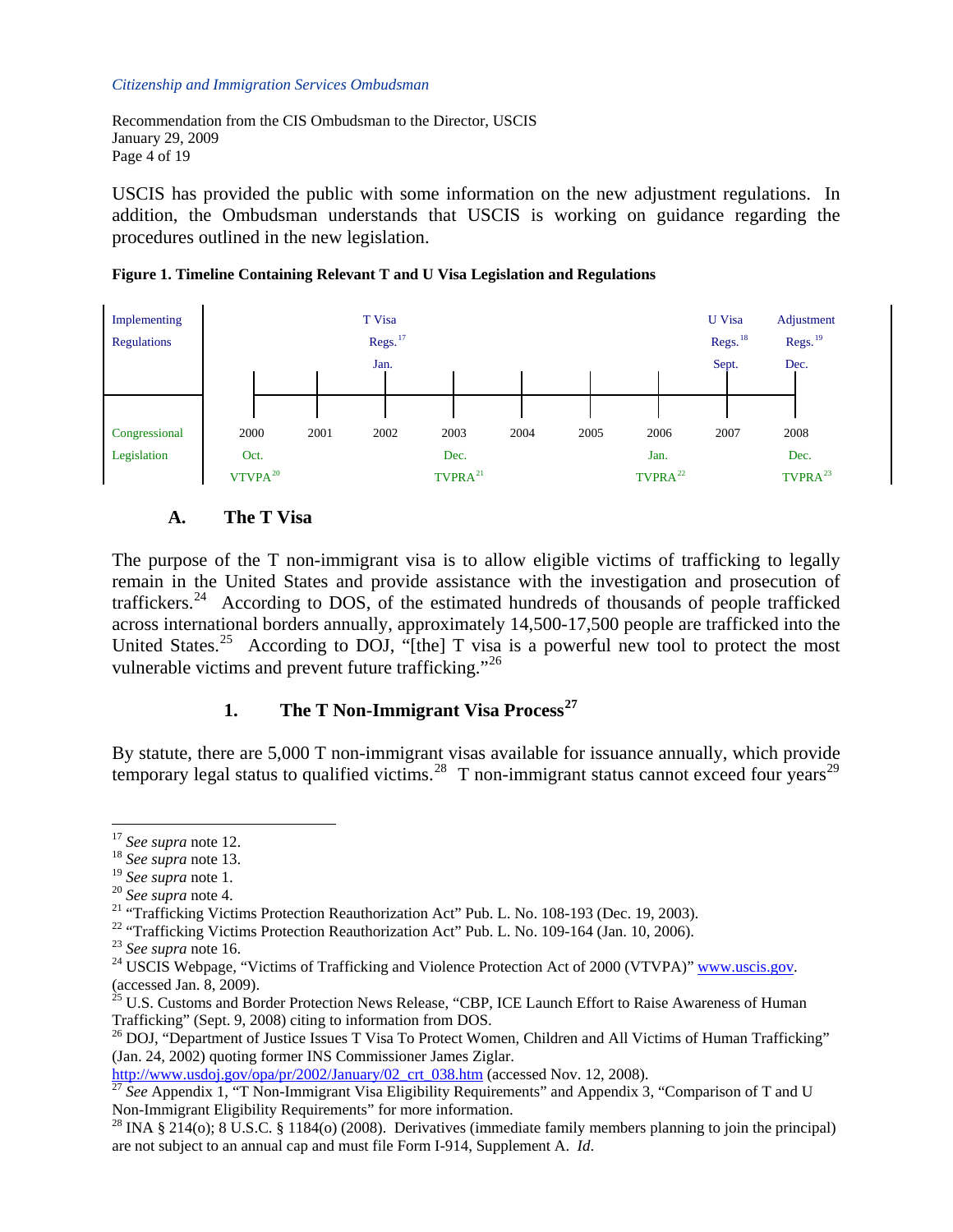USCIS has provided the public with some information on the new adjustment regulations. In addition, the Ombudsman understands that USCIS is working on guidance regarding the procedures outlined in the new legislation.

**Figure 1. Timeline Containing Relevant T and U Visa Legislation and Regulations**

| | 2000 | 2001 | 2002 | 2003 | 2004 | 2005 | 2006 | 2007 | 2008 |
|---|---|---|---|---|---|---|---|---|---|
| Implementing Regulations | | | T Visa Regs.[17] Jan. | | | | | U Visa Regs.[18] Sept. | Adjustment Regs.[19] Dec. |
| Congressional Legislation | Oct. VTVPA[20] | | | Dec. TVPRA[21] | | | Jan. TVPRA[22] | | Dec. TVPRA[23] |

### A. The T Visa

The purpose of the T non-immigrant visa is to allow eligible victims of trafficking to legally remain in the United States and provide assistance with the investigation and prosecution of traffickers.[24] According to DOS, of the estimated hundreds of thousands of people trafficked across international borders annually, approximately 14,500-17,500 people are trafficked into the United States.[25] According to DOJ, "[the] T visa is a powerful new tool to protect the most vulnerable victims and prevent future trafficking."[26]

#### 1. The T Non-Immigrant Visa Process[27]

By statute, there are 5,000 T non-immigrant visas available for issuance annually, which provide temporary legal status to qualified victims.[28] T non-immigrant status cannot exceed four years[29]

---

[17] *See supra* note 12.

[18] *See supra* note 13.

[19] *See supra* note 1.

[20] *See supra* note 4.

[21] "Trafficking Victims Protection Reauthorization Act" Pub. L. No. 108-193 (Dec. 19, 2003).

[22] "Trafficking Victims Protection Reauthorization Act" Pub. L. No. 109-164 (Jan. 10, 2006).

[23] *See supra* note 16.

[24] USCIS Webpage, "Victims of Trafficking and Violence Protection Act of 2000 (VTVPA)" www.uscis.gov. (accessed Jan. 8, 2009).

[25] U.S. Customs and Border Protection News Release, "CBP, ICE Launch Effort to Raise Awareness of Human Trafficking" (Sept. 9, 2008) citing to information from DOS.

[26] DOJ, "Department of Justice Issues T Visa To Protect Women, Children and All Victims of Human Trafficking" (Jan. 24, 2002) quoting former INS Commissioner James Ziglar. http://www.usdoj.gov/opa/pr/2002/January/02_crt_038.htm (accessed Nov. 12, 2008).

[27] *See* Appendix 1, "T Non-Immigrant Visa Eligibility Requirements" and Appendix 3, "Comparison of T and U Non-Immigrant Eligibility Requirements" for more information.

[28] INA § 214(o); 8 U.S.C. § 1184(o) (2008). Derivatives (immediate family members planning to join the principal) are not subject to an annual cap and must file Form I-914, Supplement A. *Id*.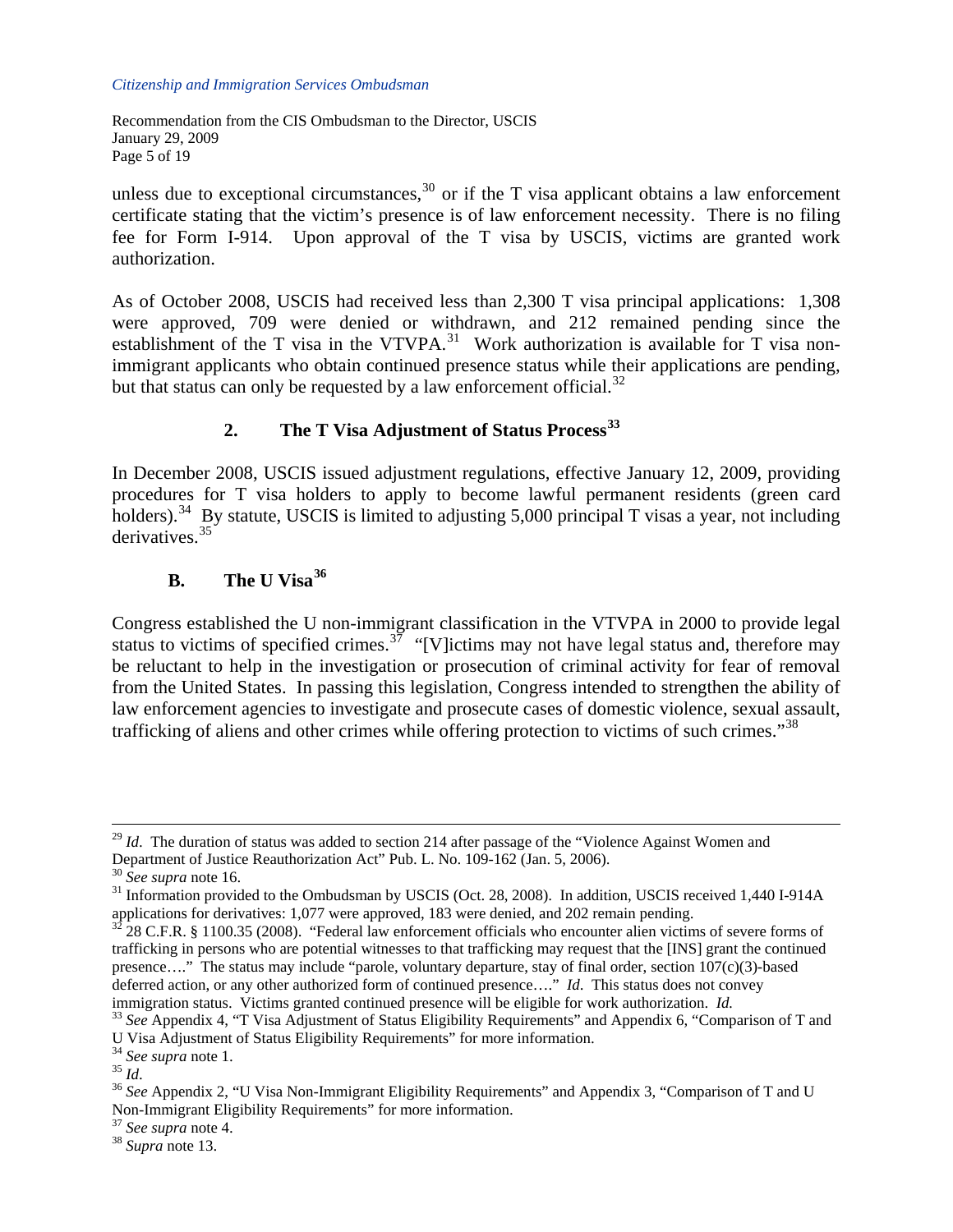unless due to exceptional circumstances,[30] or if the T visa applicant obtains a law enforcement certificate stating that the victim's presence is of law enforcement necessity. There is no filing fee for Form I-914. Upon approval of the T visa by USCIS, victims are granted work authorization.

As of October 2008, USCIS had received less than 2,300 T visa principal applications: 1,308 were approved, 709 were denied or withdrawn, and 212 remained pending since the establishment of the T visa in the VTVPA.[31] Work authorization is available for T visa non-immigrant applicants who obtain continued presence status while their applications are pending, but that status can only be requested by a law enforcement official.[32]

### 2. The T Visa Adjustment of Status Process[33]

In December 2008, USCIS issued adjustment regulations, effective January 12, 2009, providing procedures for T visa holders to apply to become lawful permanent residents (green card holders).[34] By statute, USCIS is limited to adjusting 5,000 principal T visas a year, not including derivatives.[35]

## B. The U Visa[36]

Congress established the U non-immigrant classification in the VTVPA in 2000 to provide legal status to victims of specified crimes.[37] "[V]ictims may not have legal status and, therefore may be reluctant to help in the investigation or prosecution of criminal activity for fear of removal from the United States. In passing this legislation, Congress intended to strengthen the ability of law enforcement agencies to investigate and prosecute cases of domestic violence, sexual assault, trafficking of aliens and other crimes while offering protection to victims of such crimes."[38]

---

[29] *Id*. The duration of status was added to section 214 after passage of the "Violence Against Women and Department of Justice Reauthorization Act" Pub. L. No. 109-162 (Jan. 5, 2006).

[30] *See supra* note 16.

[31] Information provided to the Ombudsman by USCIS (Oct. 28, 2008). In addition, USCIS received 1,440 I-914A applications for derivatives: 1,077 were approved, 183 were denied, and 202 remain pending.

[32] 28 C.F.R. § 1100.35 (2008). "Federal law enforcement officials who encounter alien victims of severe forms of trafficking in persons who are potential witnesses to that trafficking may request that the [INS] grant the continued presence…." The status may include "parole, voluntary departure, stay of final order, section 107(c)(3)-based deferred action, or any other authorized form of continued presence…." *Id*. This status does not convey immigration status. Victims granted continued presence will be eligible for work authorization. *Id.*

[33] *See* Appendix 4, "T Visa Adjustment of Status Eligibility Requirements" and Appendix 6, "Comparison of T and U Visa Adjustment of Status Eligibility Requirements" for more information.

[34] *See supra* note 1.

[35] *Id*.

[36] *See* Appendix 2, "U Visa Non-Immigrant Eligibility Requirements" and Appendix 3, "Comparison of T and U Non-Immigrant Eligibility Requirements" for more information.

[37] *See supra* note 4.

[38] *Supra* note 13.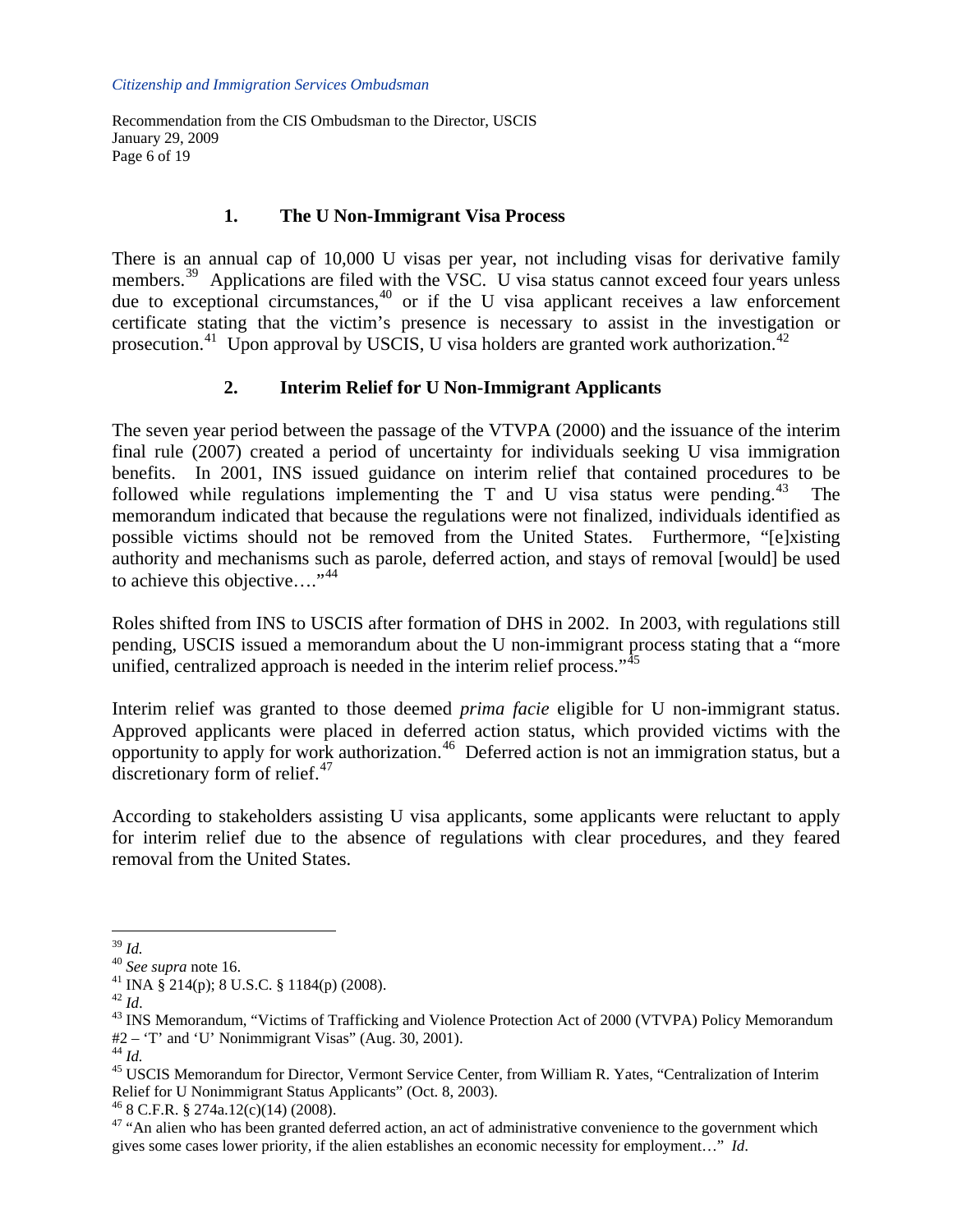### 1. The U Non-Immigrant Visa Process

There is an annual cap of 10,000 U visas per year, not including visas for derivative family members.[39] Applications are filed with the VSC. U visa status cannot exceed four years unless due to exceptional circumstances,[40] or if the U visa applicant receives a law enforcement certificate stating that the victim's presence is necessary to assist in the investigation or prosecution.[41] Upon approval by USCIS, U visa holders are granted work authorization.[42]

### 2. Interim Relief for U Non-Immigrant Applicants

The seven year period between the passage of the VTVPA (2000) and the issuance of the interim final rule (2007) created a period of uncertainty for individuals seeking U visa immigration benefits. In 2001, INS issued guidance on interim relief that contained procedures to be followed while regulations implementing the T and U visa status were pending.[43] The memorandum indicated that because the regulations were not finalized, individuals identified as possible victims should not be removed from the United States. Furthermore, "[e]xisting authority and mechanisms such as parole, deferred action, and stays of removal [would] be used to achieve this objective…."[44]

Roles shifted from INS to USCIS after formation of DHS in 2002. In 2003, with regulations still pending, USCIS issued a memorandum about the U non-immigrant process stating that a "more unified, centralized approach is needed in the interim relief process."[45]

Interim relief was granted to those deemed *prima facie* eligible for U non-immigrant status. Approved applicants were placed in deferred action status, which provided victims with the opportunity to apply for work authorization.[46] Deferred action is not an immigration status, but a discretionary form of relief.[47]

According to stakeholders assisting U visa applicants, some applicants were reluctant to apply for interim relief due to the absence of regulations with clear procedures, and they feared removal from the United States.

---

[39] *Id.*

[40] *See supra* note 16.

[41] INA § 214(p); 8 U.S.C. § 1184(p) (2008).

[42] *Id*.

[43] INS Memorandum, "Victims of Trafficking and Violence Protection Act of 2000 (VTVPA) Policy Memorandum #2 – 'T' and 'U' Nonimmigrant Visas" (Aug. 30, 2001).

[44] *Id.*

[45] USCIS Memorandum for Director, Vermont Service Center, from William R. Yates, "Centralization of Interim Relief for U Nonimmigrant Status Applicants" (Oct. 8, 2003).

[46] 8 C.F.R. § 274a.12(c)(14) (2008).

[47] "An alien who has been granted deferred action, an act of administrative convenience to the government which gives some cases lower priority, if the alien establishes an economic necessity for employment…" *Id*.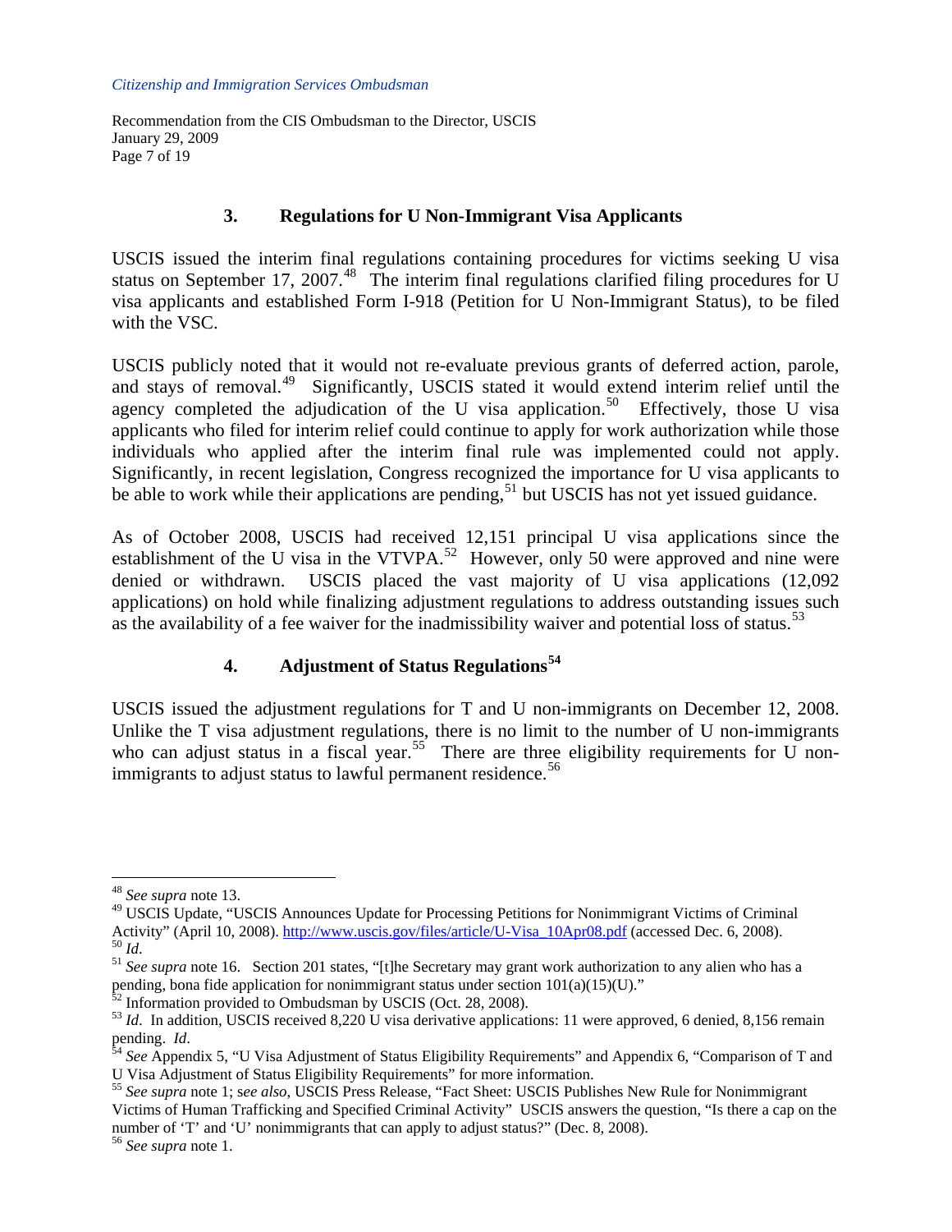### 3. Regulations for U Non-Immigrant Visa Applicants

USCIS issued the interim final regulations containing procedures for victims seeking U visa status on September 17, 2007.[48] The interim final regulations clarified filing procedures for U visa applicants and established Form I-918 (Petition for U Non-Immigrant Status), to be filed with the VSC.

USCIS publicly noted that it would not re-evaluate previous grants of deferred action, parole, and stays of removal.[49] Significantly, USCIS stated it would extend interim relief until the agency completed the adjudication of the U visa application.[50] Effectively, those U visa applicants who filed for interim relief could continue to apply for work authorization while those individuals who applied after the interim final rule was implemented could not apply. Significantly, in recent legislation, Congress recognized the importance for U visa applicants to be able to work while their applications are pending,[51] but USCIS has not yet issued guidance.

As of October 2008, USCIS had received 12,151 principal U visa applications since the establishment of the U visa in the VTVPA.[52] However, only 50 were approved and nine were denied or withdrawn. USCIS placed the vast majority of U visa applications (12,092 applications) on hold while finalizing adjustment regulations to address outstanding issues such as the availability of a fee waiver for the inadmissibility waiver and potential loss of status.[53]

### 4. Adjustment of Status Regulations[54]

USCIS issued the adjustment regulations for T and U non-immigrants on December 12, 2008. Unlike the T visa adjustment regulations, there is no limit to the number of U non-immigrants who can adjust status in a fiscal year.[55] There are three eligibility requirements for U non-immigrants to adjust status to lawful permanent residence.[56]

---

[48] *See supra* note 13.

[49] USCIS Update, "USCIS Announces Update for Processing Petitions for Nonimmigrant Victims of Criminal Activity" (April 10, 2008). http://www.uscis.gov/files/article/U-Visa_10Apr08.pdf (accessed Dec. 6, 2008).

[50] *Id*.

[51] *See supra* note 16. Section 201 states, "[t]he Secretary may grant work authorization to any alien who has a pending, bona fide application for nonimmigrant status under section 101(a)(15)(U)."

[52] Information provided to Ombudsman by USCIS (Oct. 28, 2008).

[53] *Id*. In addition, USCIS received 8,220 U visa derivative applications: 11 were approved, 6 denied, 8,156 remain pending. *Id*.

[54] *See* Appendix 5, "U Visa Adjustment of Status Eligibility Requirements" and Appendix 6, "Comparison of T and U Visa Adjustment of Status Eligibility Requirements" for more information.

[55] *See supra* note 1; s*ee also*, USCIS Press Release, "Fact Sheet: USCIS Publishes New Rule for Nonimmigrant Victims of Human Trafficking and Specified Criminal Activity" USCIS answers the question, "Is there a cap on the number of 'T' and 'U' nonimmigrants that can apply to adjust status?" (Dec. 8, 2008).

[56] *See supra* note 1.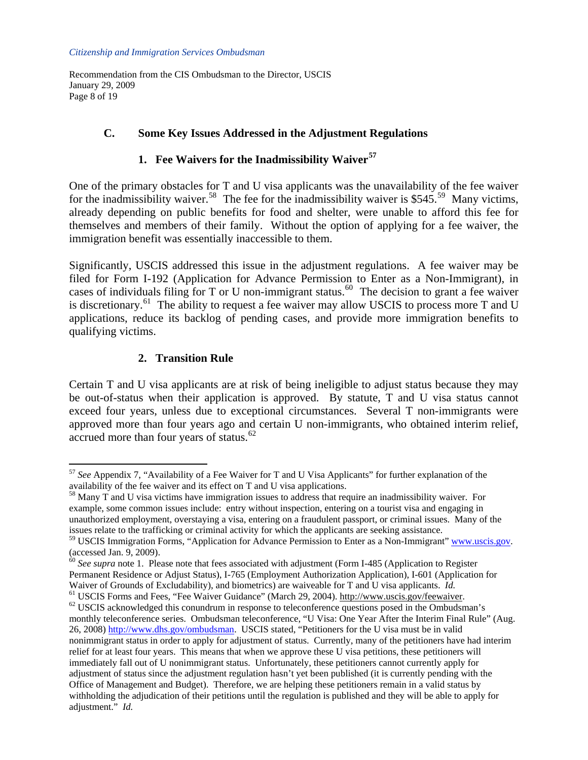### C. Some Key Issues Addressed in the Adjustment Regulations

#### 1. Fee Waivers for the Inadmissibility Waiver[57]

One of the primary obstacles for T and U visa applicants was the unavailability of the fee waiver for the inadmissibility waiver.[58] The fee for the inadmissibility waiver is $545.[59] Many victims, already depending on public benefits for food and shelter, were unable to afford this fee for themselves and members of their family. Without the option of applying for a fee waiver, the immigration benefit was essentially inaccessible to them.

Significantly, USCIS addressed this issue in the adjustment regulations. A fee waiver may be filed for Form I-192 (Application for Advance Permission to Enter as a Non-Immigrant), in cases of individuals filing for T or U non-immigrant status.[60] The decision to grant a fee waiver is discretionary.[61] The ability to request a fee waiver may allow USCIS to process more T and U applications, reduce its backlog of pending cases, and provide more immigration benefits to qualifying victims.

#### 2. Transition Rule

Certain T and U visa applicants are at risk of being ineligible to adjust status because they may be out-of-status when their application is approved. By statute, T and U visa status cannot exceed four years, unless due to exceptional circumstances. Several T non-immigrants were approved more than four years ago and certain U non-immigrants, who obtained interim relief, accrued more than four years of status.[62]

---

[57] *See* Appendix 7, "Availability of a Fee Waiver for T and U Visa Applicants" for further explanation of the availability of the fee waiver and its effect on T and U visa applications.

[58] Many T and U visa victims have immigration issues to address that require an inadmissibility waiver. For example, some common issues include: entry without inspection, entering on a tourist visa and engaging in unauthorized employment, overstaying a visa, entering on a fraudulent passport, or criminal issues. Many of the issues relate to the trafficking or criminal activity for which the applicants are seeking assistance.

[59] USCIS Immigration Forms, "Application for Advance Permission to Enter as a Non-Immigrant" www.uscis.gov. (accessed Jan. 9, 2009).

[60] *See supra* note 1. Please note that fees associated with adjustment (Form I-485 (Application to Register Permanent Residence or Adjust Status), I-765 (Employment Authorization Application), I-601 (Application for Waiver of Grounds of Excludability), and biometrics) are waiveable for T and U visa applicants. *Id.*

[61] USCIS Forms and Fees, "Fee Waiver Guidance" (March 29, 2004). http://www.uscis.gov/feewaiver.

[62] USCIS acknowledged this conundrum in response to teleconference questions posed in the Ombudsman's monthly teleconference series. Ombudsman teleconference, "U Visa: One Year After the Interim Final Rule" (Aug. 26, 2008) http://www.dhs.gov/ombudsman. USCIS stated, "Petitioners for the U visa must be in valid nonimmigrant status in order to apply for adjustment of status. Currently, many of the petitioners have had interim relief for at least four years. This means that when we approve these U visa petitions, these petitioners will immediately fall out of U nonimmigrant status. Unfortunately, these petitioners cannot currently apply for adjustment of status since the adjustment regulation hasn't yet been published (it is currently pending with the Office of Management and Budget). Therefore, we are helping these petitioners remain in a valid status by withholding the adjudication of their petitions until the regulation is published and they will be able to apply for adjustment." *Id.*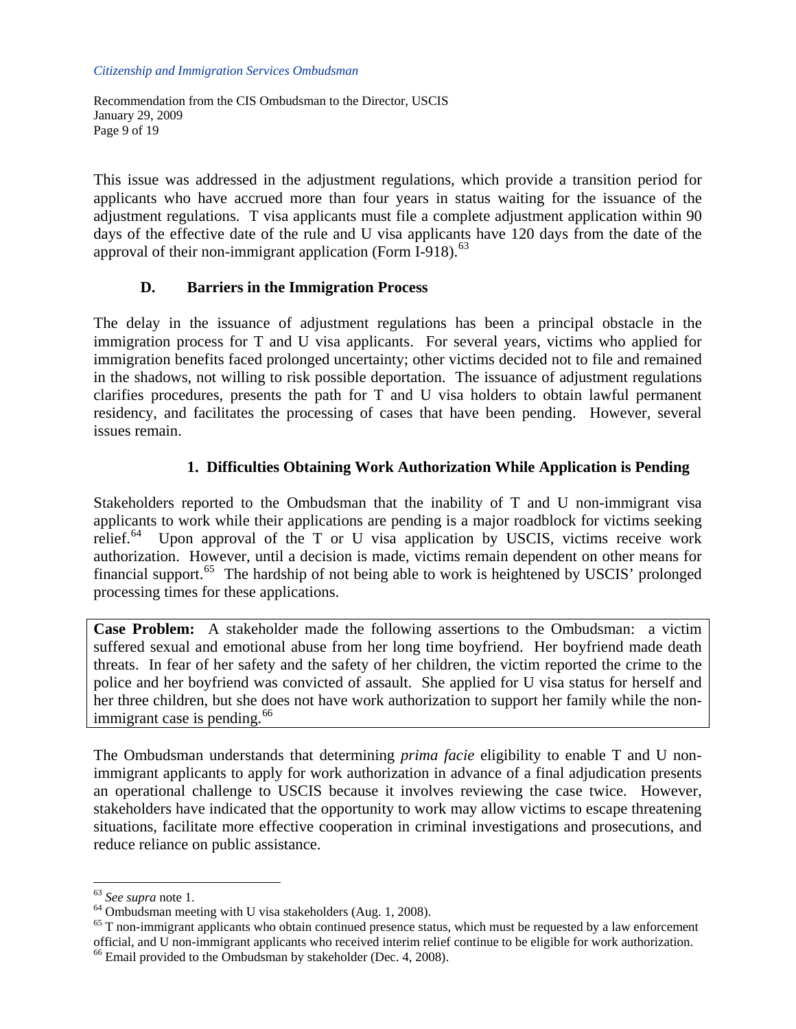This issue was addressed in the adjustment regulations, which provide a transition period for applicants who have accrued more than four years in status waiting for the issuance of the adjustment regulations. T visa applicants must file a complete adjustment application within 90 days of the effective date of the rule and U visa applicants have 120 days from the date of the approval of their non-immigrant application (Form I-918).[63]

### D. Barriers in the Immigration Process

The delay in the issuance of adjustment regulations has been a principal obstacle in the immigration process for T and U visa applicants. For several years, victims who applied for immigration benefits faced prolonged uncertainty; other victims decided not to file and remained in the shadows, not willing to risk possible deportation. The issuance of adjustment regulations clarifies procedures, presents the path for T and U visa holders to obtain lawful permanent residency, and facilitates the processing of cases that have been pending. However, several issues remain.

#### 1. Difficulties Obtaining Work Authorization While Application is Pending

Stakeholders reported to the Ombudsman that the inability of T and U non-immigrant visa applicants to work while their applications are pending is a major roadblock for victims seeking relief.[64] Upon approval of the T or U visa application by USCIS, victims receive work authorization. However, until a decision is made, victims remain dependent on other means for financial support.[65] The hardship of not being able to work is heightened by USCIS' prolonged processing times for these applications.

> **Case Problem:** A stakeholder made the following assertions to the Ombudsman: a victim suffered sexual and emotional abuse from her long time boyfriend. Her boyfriend made death threats. In fear of her safety and the safety of her children, the victim reported the crime to the police and her boyfriend was convicted of assault. She applied for U visa status for herself and her three children, but she does not have work authorization to support her family while the non-immigrant case is pending.[66]

The Ombudsman understands that determining *prima facie* eligibility to enable T and U non-immigrant applicants to apply for work authorization in advance of a final adjudication presents an operational challenge to USCIS because it involves reviewing the case twice. However, stakeholders have indicated that the opportunity to work may allow victims to escape threatening situations, facilitate more effective cooperation in criminal investigations and prosecutions, and reduce reliance on public assistance.

---

[63] *See supra* note 1.

[64] Ombudsman meeting with U visa stakeholders (Aug. 1, 2008).

[65] T non-immigrant applicants who obtain continued presence status, which must be requested by a law enforcement official, and U non-immigrant applicants who received interim relief continue to be eligible for work authorization.

[66] Email provided to the Ombudsman by stakeholder (Dec. 4, 2008).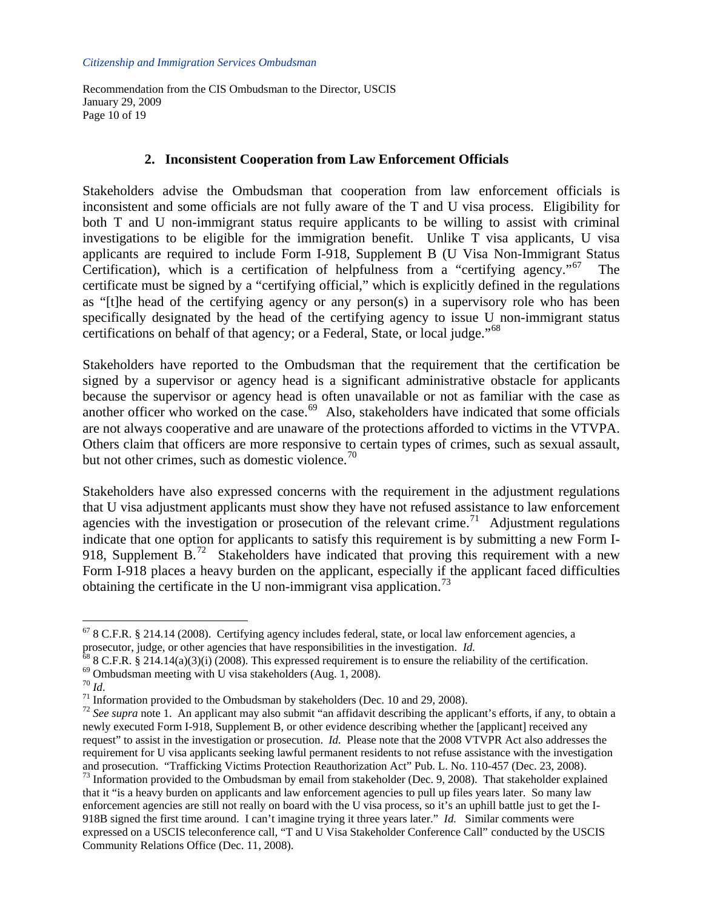### 2. Inconsistent Cooperation from Law Enforcement Officials

Stakeholders advise the Ombudsman that cooperation from law enforcement officials is inconsistent and some officials are not fully aware of the T and U visa process. Eligibility for both T and U non-immigrant status require applicants to be willing to assist with criminal investigations to be eligible for the immigration benefit. Unlike T visa applicants, U visa applicants are required to include Form I-918, Supplement B (U Visa Non-Immigrant Status Certification), which is a certification of helpfulness from a "certifying agency."[67] The certificate must be signed by a "certifying official," which is explicitly defined in the regulations as "[t]he head of the certifying agency or any person(s) in a supervisory role who has been specifically designated by the head of the certifying agency to issue U non-immigrant status certifications on behalf of that agency; or a Federal, State, or local judge."[68]

Stakeholders have reported to the Ombudsman that the requirement that the certification be signed by a supervisor or agency head is a significant administrative obstacle for applicants because the supervisor or agency head is often unavailable or not as familiar with the case as another officer who worked on the case.[69] Also, stakeholders have indicated that some officials are not always cooperative and are unaware of the protections afforded to victims in the VTVPA. Others claim that officers are more responsive to certain types of crimes, such as sexual assault, but not other crimes, such as domestic violence.[70]

Stakeholders have also expressed concerns with the requirement in the adjustment regulations that U visa adjustment applicants must show they have not refused assistance to law enforcement agencies with the investigation or prosecution of the relevant crime.[71] Adjustment regulations indicate that one option for applicants to satisfy this requirement is by submitting a new Form I-918, Supplement B.[72] Stakeholders have indicated that proving this requirement with a new Form I-918 places a heavy burden on the applicant, especially if the applicant faced difficulties obtaining the certificate in the U non-immigrant visa application.[73]

---

[67] 8 C.F.R. § 214.14 (2008). Certifying agency includes federal, state, or local law enforcement agencies, a prosecutor, judge, or other agencies that have responsibilities in the investigation. *Id.*

[68] 8 C.F.R. § 214.14(a)(3)(i) (2008). This expressed requirement is to ensure the reliability of the certification.

[69] Ombudsman meeting with U visa stakeholders (Aug. 1, 2008).

[70] *Id*.

[71] Information provided to the Ombudsman by stakeholders (Dec. 10 and 29, 2008).

[72] *See supra* note 1. An applicant may also submit "an affidavit describing the applicant's efforts, if any, to obtain a newly executed Form I-918, Supplement B, or other evidence describing whether the [applicant] received any request" to assist in the investigation or prosecution. *Id.* Please note that the 2008 VTVPR Act also addresses the requirement for U visa applicants seeking lawful permanent residents to not refuse assistance with the investigation and prosecution. "Trafficking Victims Protection Reauthorization Act" Pub. L. No. 110-457 (Dec. 23, 2008).

[73] Information provided to the Ombudsman by email from stakeholder (Dec. 9, 2008). That stakeholder explained that it "is a heavy burden on applicants and law enforcement agencies to pull up files years later. So many law enforcement agencies are still not really on board with the U visa process, so it's an uphill battle just to get the I-918B signed the first time around. I can't imagine trying it three years later." *Id.* Similar comments were expressed on a USCIS teleconference call, "T and U Visa Stakeholder Conference Call" conducted by the USCIS Community Relations Office (Dec. 11, 2008).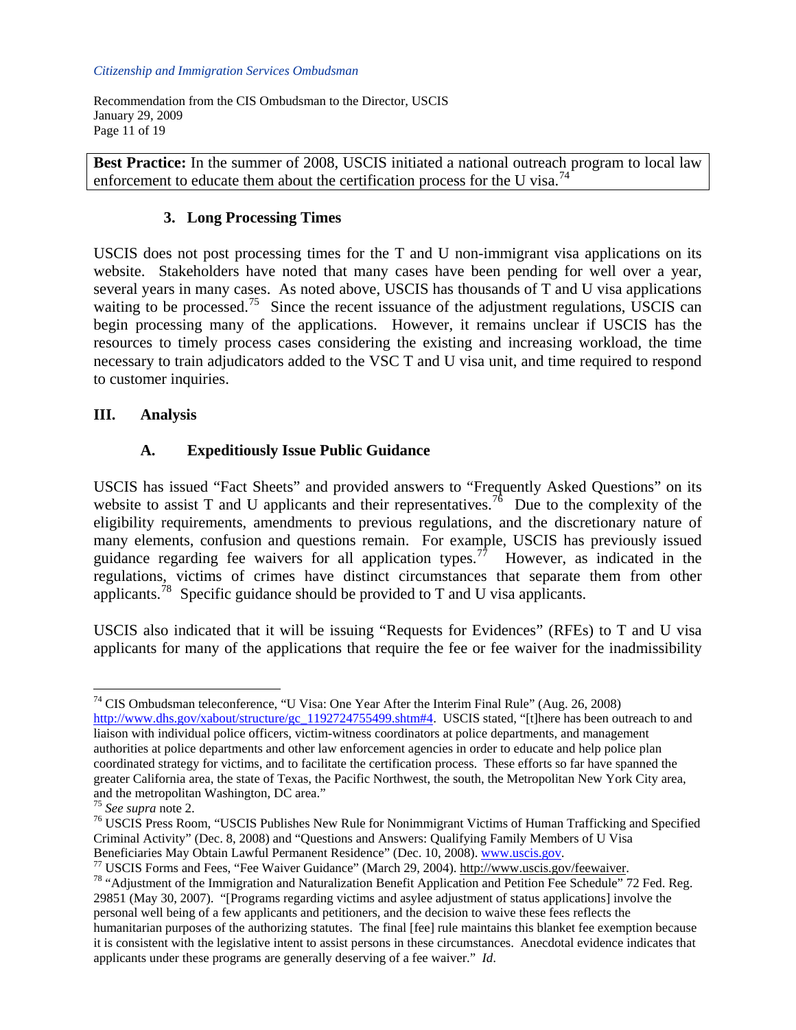**Best Practice:** In the summer of 2008, USCIS initiated a national outreach program to local law enforcement to educate them about the certification process for the U visa.[74]

### 3. Long Processing Times

USCIS does not post processing times for the T and U non-immigrant visa applications on its website. Stakeholders have noted that many cases have been pending for well over a year, several years in many cases. As noted above, USCIS has thousands of T and U visa applications waiting to be processed.[75] Since the recent issuance of the adjustment regulations, USCIS can begin processing many of the applications. However, it remains unclear if USCIS has the resources to timely process cases considering the existing and increasing workload, the time necessary to train adjudicators added to the VSC T and U visa unit, and time required to respond to customer inquiries.

## III. Analysis

### A. Expeditiously Issue Public Guidance

USCIS has issued "Fact Sheets" and provided answers to "Frequently Asked Questions" on its website to assist T and U applicants and their representatives.[76] Due to the complexity of the eligibility requirements, amendments to previous regulations, and the discretionary nature of many elements, confusion and questions remain. For example, USCIS has previously issued guidance regarding fee waivers for all application types.[77] However, as indicated in the regulations, victims of crimes have distinct circumstances that separate them from other applicants.[78] Specific guidance should be provided to T and U visa applicants.

USCIS also indicated that it will be issuing "Requests for Evidences" (RFEs) to T and U visa applicants for many of the applications that require the fee or fee waiver for the inadmissibility

---

[74] CIS Ombudsman teleconference, "U Visa: One Year After the Interim Final Rule" (Aug. 26, 2008) http://www.dhs.gov/xabout/structure/gc_1192724755499.shtm#4. USCIS stated, "[t]here has been outreach to and liaison with individual police officers, victim-witness coordinators at police departments, and management authorities at police departments and other law enforcement agencies in order to educate and help police plan coordinated strategy for victims, and to facilitate the certification process. These efforts so far have spanned the greater California area, the state of Texas, the Pacific Northwest, the south, the Metropolitan New York City area, and the metropolitan Washington, DC area."

[75] *See supra* note 2.

[76] USCIS Press Room, "USCIS Publishes New Rule for Nonimmigrant Victims of Human Trafficking and Specified Criminal Activity" (Dec. 8, 2008) and "Questions and Answers: Qualifying Family Members of U Visa Beneficiaries May Obtain Lawful Permanent Residence" (Dec. 10, 2008). www.uscis.gov.

[77] USCIS Forms and Fees, "Fee Waiver Guidance" (March 29, 2004). http://www.uscis.gov/feewaiver.

[78] "Adjustment of the Immigration and Naturalization Benefit Application and Petition Fee Schedule" 72 Fed. Reg. 29851 (May 30, 2007). "[Programs regarding victims and asylee adjustment of status applications] involve the personal well being of a few applicants and petitioners, and the decision to waive these fees reflects the humanitarian purposes of the authorizing statutes. The final [fee] rule maintains this blanket fee exemption because it is consistent with the legislative intent to assist persons in these circumstances. Anecdotal evidence indicates that applicants under these programs are generally deserving of a fee waiver." *Id*.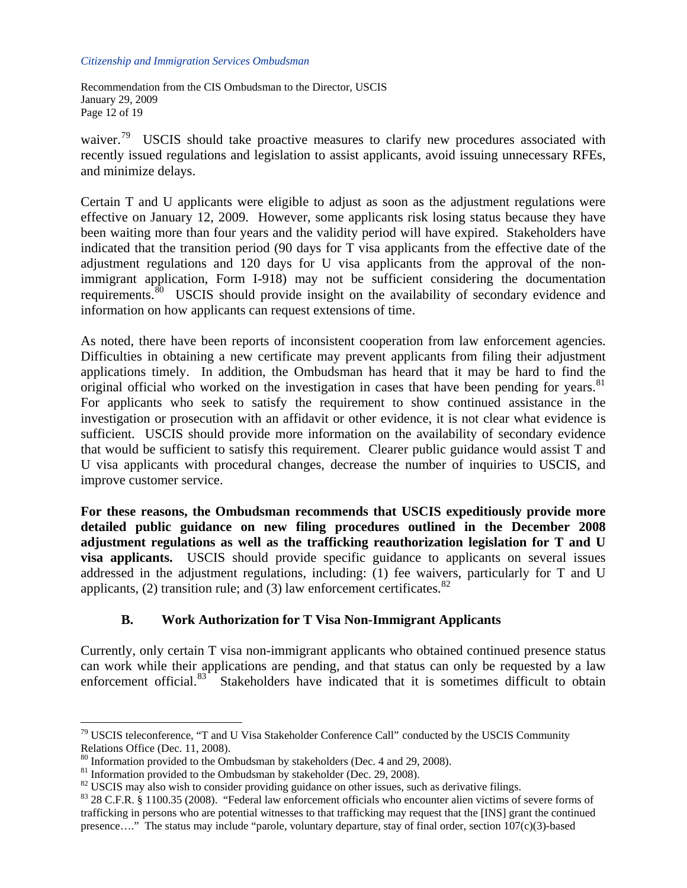waiver.[79] USCIS should take proactive measures to clarify new procedures associated with recently issued regulations and legislation to assist applicants, avoid issuing unnecessary RFEs, and minimize delays.

Certain T and U applicants were eligible to adjust as soon as the adjustment regulations were effective on January 12, 2009. However, some applicants risk losing status because they have been waiting more than four years and the validity period will have expired. Stakeholders have indicated that the transition period (90 days for T visa applicants from the effective date of the adjustment regulations and 120 days for U visa applicants from the approval of the non-immigrant application, Form I-918) may not be sufficient considering the documentation requirements.[80] USCIS should provide insight on the availability of secondary evidence and information on how applicants can request extensions of time.

As noted, there have been reports of inconsistent cooperation from law enforcement agencies. Difficulties in obtaining a new certificate may prevent applicants from filing their adjustment applications timely. In addition, the Ombudsman has heard that it may be hard to find the original official who worked on the investigation in cases that have been pending for years.[81] For applicants who seek to satisfy the requirement to show continued assistance in the investigation or prosecution with an affidavit or other evidence, it is not clear what evidence is sufficient. USCIS should provide more information on the availability of secondary evidence that would be sufficient to satisfy this requirement. Clearer public guidance would assist T and U visa applicants with procedural changes, decrease the number of inquiries to USCIS, and improve customer service.

**For these reasons, the Ombudsman recommends that USCIS expeditiously provide more detailed public guidance on new filing procedures outlined in the December 2008 adjustment regulations as well as the trafficking reauthorization legislation for T and U visa applicants.** USCIS should provide specific guidance to applicants on several issues addressed in the adjustment regulations, including: (1) fee waivers, particularly for T and U applicants, (2) transition rule; and (3) law enforcement certificates.[82]

### B. Work Authorization for T Visa Non-Immigrant Applicants

Currently, only certain T visa non-immigrant applicants who obtained continued presence status can work while their applications are pending, and that status can only be requested by a law enforcement official.[83] Stakeholders have indicated that it is sometimes difficult to obtain

---

[79] USCIS teleconference, "T and U Visa Stakeholder Conference Call" conducted by the USCIS Community Relations Office (Dec. 11, 2008).

[80] Information provided to the Ombudsman by stakeholders (Dec. 4 and 29, 2008).

[81] Information provided to the Ombudsman by stakeholder (Dec. 29, 2008).

[82] USCIS may also wish to consider providing guidance on other issues, such as derivative filings.

[83] 28 C.F.R. § 1100.35 (2008). "Federal law enforcement officials who encounter alien victims of severe forms of trafficking in persons who are potential witnesses to that trafficking may request that the [INS] grant the continued presence…." The status may include "parole, voluntary departure, stay of final order, section 107(c)(3)-based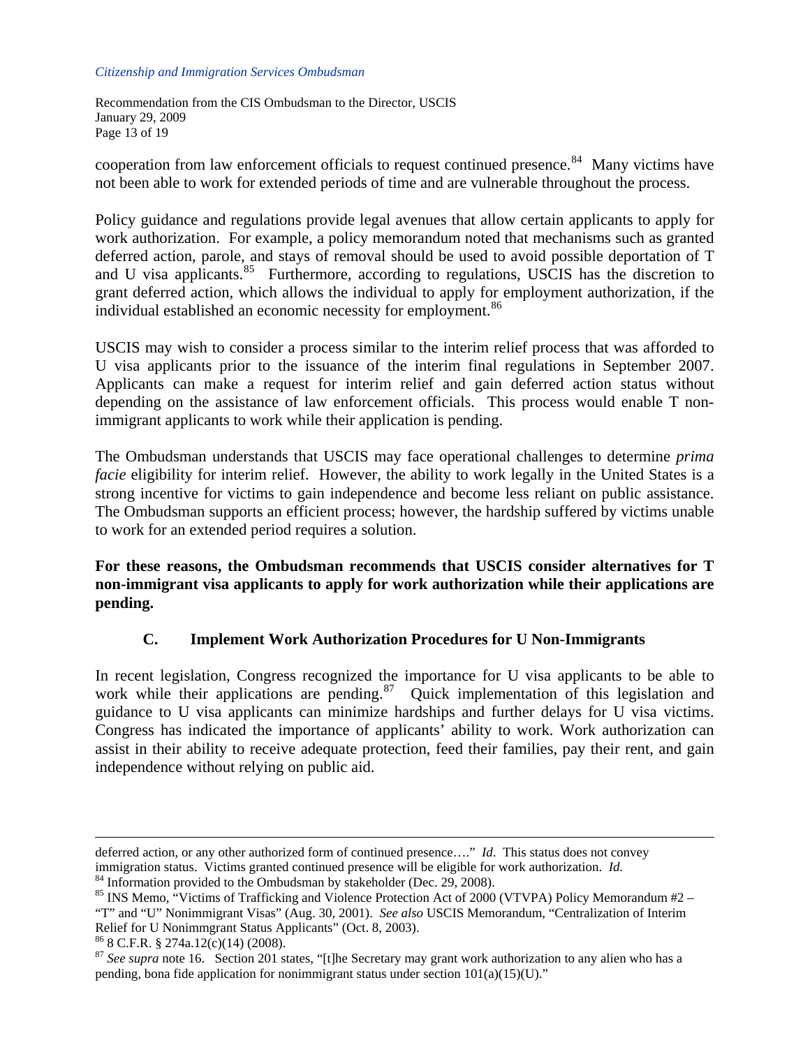cooperation from law enforcement officials to request continued presence.[84] Many victims have not been able to work for extended periods of time and are vulnerable throughout the process.

Policy guidance and regulations provide legal avenues that allow certain applicants to apply for work authorization. For example, a policy memorandum noted that mechanisms such as granted deferred action, parole, and stays of removal should be used to avoid possible deportation of T and U visa applicants.[85] Furthermore, according to regulations, USCIS has the discretion to grant deferred action, which allows the individual to apply for employment authorization, if the individual established an economic necessity for employment.[86]

USCIS may wish to consider a process similar to the interim relief process that was afforded to U visa applicants prior to the issuance of the interim final regulations in September 2007. Applicants can make a request for interim relief and gain deferred action status without depending on the assistance of law enforcement officials. This process would enable T non-immigrant applicants to work while their application is pending.

The Ombudsman understands that USCIS may face operational challenges to determine *prima facie* eligibility for interim relief. However, the ability to work legally in the United States is a strong incentive for victims to gain independence and become less reliant on public assistance. The Ombudsman supports an efficient process; however, the hardship suffered by victims unable to work for an extended period requires a solution.

**For these reasons, the Ombudsman recommends that USCIS consider alternatives for T non-immigrant visa applicants to apply for work authorization while their applications are pending.**

### C. Implement Work Authorization Procedures for U Non-Immigrants

In recent legislation, Congress recognized the importance for U visa applicants to be able to work while their applications are pending.[87] Quick implementation of this legislation and guidance to U visa applicants can minimize hardships and further delays for U visa victims. Congress has indicated the importance of applicants' ability to work. Work authorization can assist in their ability to receive adequate protection, feed their families, pay their rent, and gain independence without relying on public aid.

---

deferred action, or any other authorized form of continued presence…." *Id*. This status does not convey immigration status. Victims granted continued presence will be eligible for work authorization. *Id.*

[84] Information provided to the Ombudsman by stakeholder (Dec. 29, 2008).

[85] INS Memo, "Victims of Trafficking and Violence Protection Act of 2000 (VTVPA) Policy Memorandum #2 – "T" and "U" Nonimmigrant Visas" (Aug. 30, 2001). *See also* USCIS Memorandum, "Centralization of Interim Relief for U Nonimmgrant Status Applicants" (Oct. 8, 2003).

[86] 8 C.F.R. § 274a.12(c)(14) (2008).

[87] *See supra* note 16. Section 201 states, "[t]he Secretary may grant work authorization to any alien who has a pending, bona fide application for nonimmigrant status under section 101(a)(15)(U)."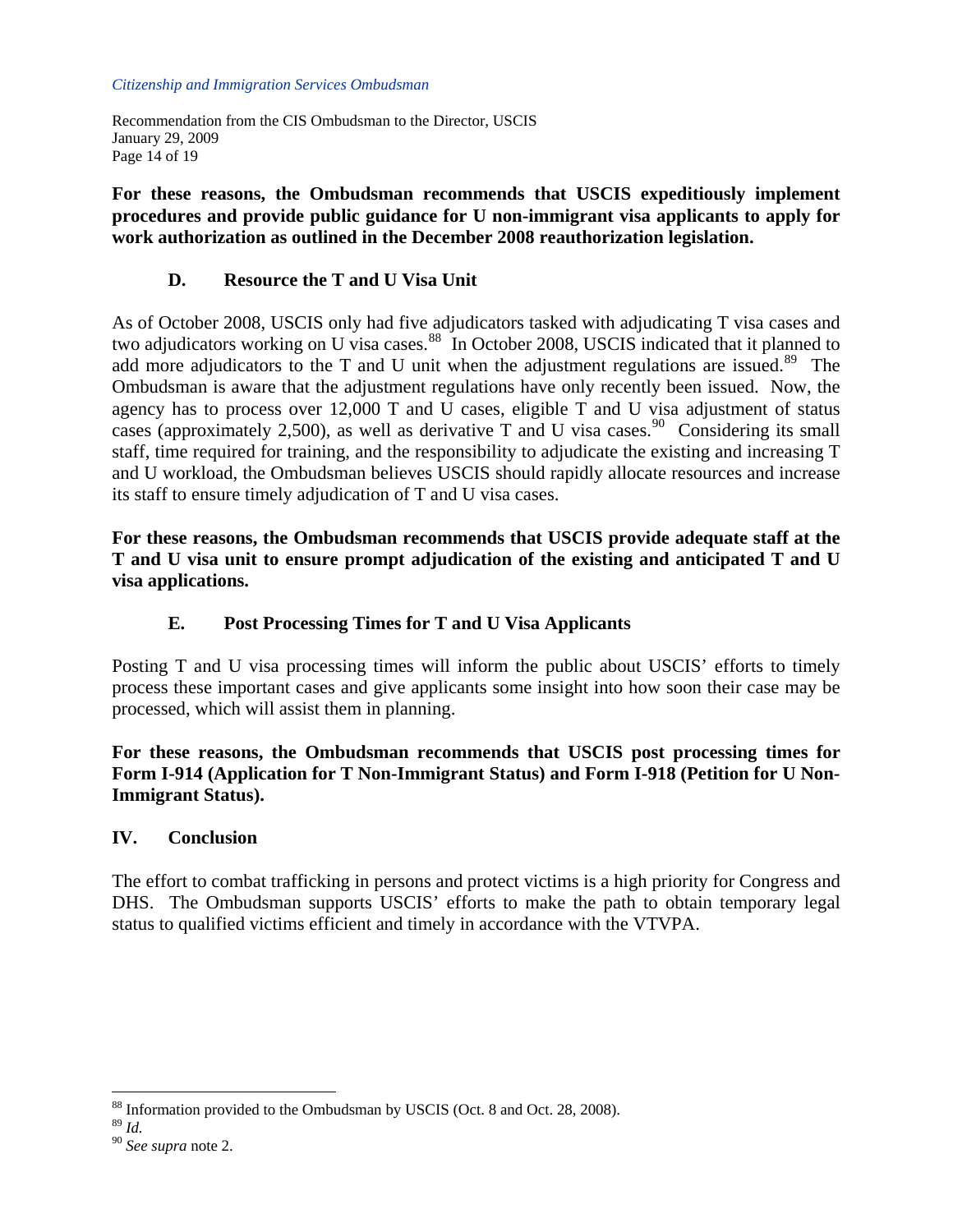**For these reasons, the Ombudsman recommends that USCIS expeditiously implement procedures and provide public guidance for U non-immigrant visa applicants to apply for work authorization as outlined in the December 2008 reauthorization legislation.**

### D. Resource the T and U Visa Unit

As of October 2008, USCIS only had five adjudicators tasked with adjudicating T visa cases and two adjudicators working on U visa cases.[88] In October 2008, USCIS indicated that it planned to add more adjudicators to the T and U unit when the adjustment regulations are issued.[89] The Ombudsman is aware that the adjustment regulations have only recently been issued. Now, the agency has to process over 12,000 T and U cases, eligible T and U visa adjustment of status cases (approximately 2,500), as well as derivative T and U visa cases.[90] Considering its small staff, time required for training, and the responsibility to adjudicate the existing and increasing T and U workload, the Ombudsman believes USCIS should rapidly allocate resources and increase its staff to ensure timely adjudication of T and U visa cases.

**For these reasons, the Ombudsman recommends that USCIS provide adequate staff at the T and U visa unit to ensure prompt adjudication of the existing and anticipated T and U visa applications.**

### E. Post Processing Times for T and U Visa Applicants

Posting T and U visa processing times will inform the public about USCIS' efforts to timely process these important cases and give applicants some insight into how soon their case may be processed, which will assist them in planning.

**For these reasons, the Ombudsman recommends that USCIS post processing times for Form I-914 (Application for T Non-Immigrant Status) and Form I-918 (Petition for U Non-Immigrant Status).**

## IV. Conclusion

The effort to combat trafficking in persons and protect victims is a high priority for Congress and DHS. The Ombudsman supports USCIS' efforts to make the path to obtain temporary legal status to qualified victims efficient and timely in accordance with the VTVPA.

---

[88] Information provided to the Ombudsman by USCIS (Oct. 8 and Oct. 28, 2008).

[89] *Id.*

[90] *See supra* note 2.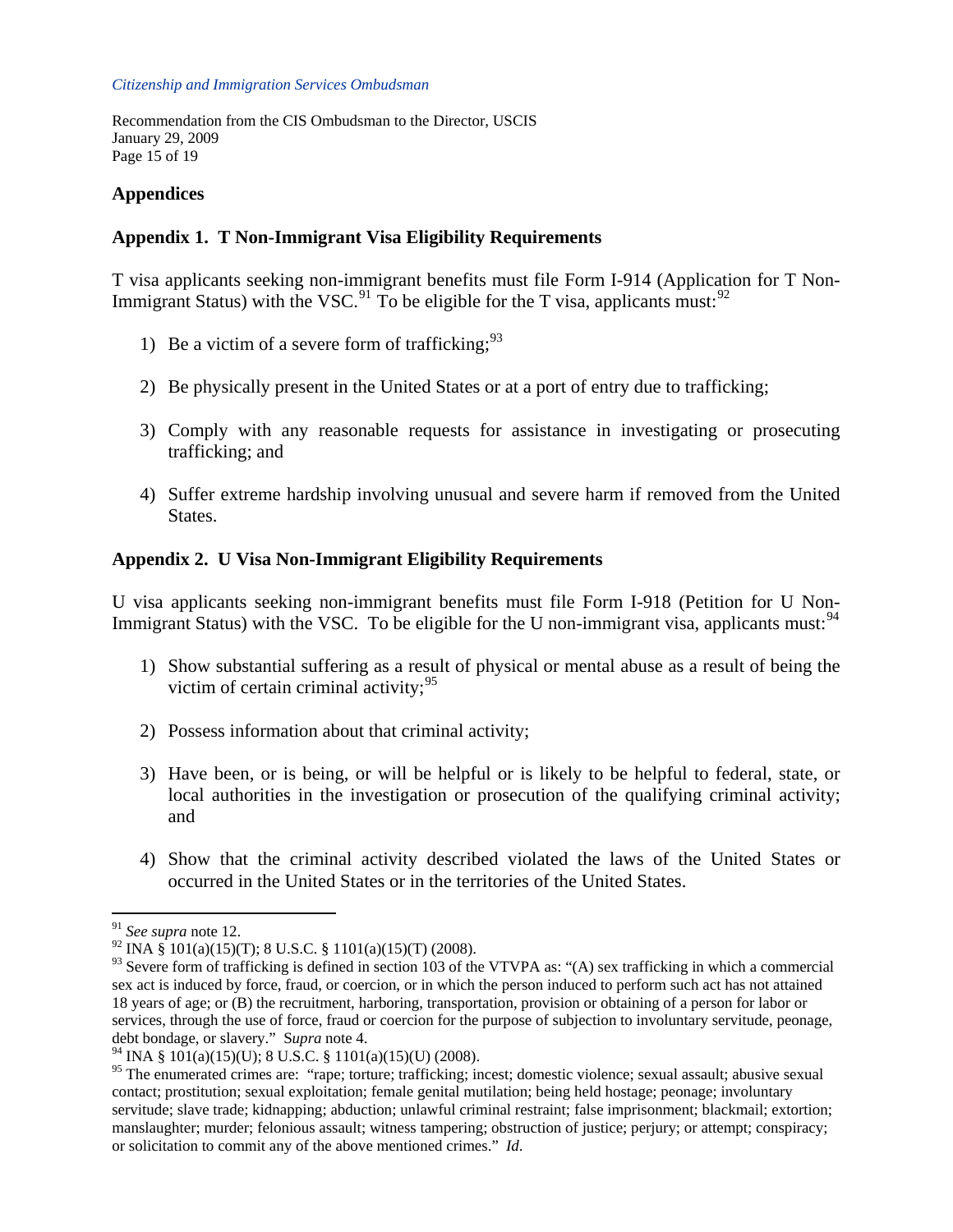## Appendices

### Appendix 1. T Non-Immigrant Visa Eligibility Requirements

T visa applicants seeking non-immigrant benefits must file Form I-914 (Application for T Non-Immigrant Status) with the VSC.[91] To be eligible for the T visa, applicants must:[92]

1) Be a victim of a severe form of trafficking;[93]

2) Be physically present in the United States or at a port of entry due to trafficking;

3) Comply with any reasonable requests for assistance in investigating or prosecuting trafficking; and

4) Suffer extreme hardship involving unusual and severe harm if removed from the United States.

### Appendix 2. U Visa Non-Immigrant Eligibility Requirements

U visa applicants seeking non-immigrant benefits must file Form I-918 (Petition for U Non-Immigrant Status) with the VSC. To be eligible for the U non-immigrant visa, applicants must:[94]

1) Show substantial suffering as a result of physical or mental abuse as a result of being the victim of certain criminal activity;[95]

2) Possess information about that criminal activity;

3) Have been, or is being, or will be helpful or is likely to be helpful to federal, state, or local authorities in the investigation or prosecution of the qualifying criminal activity; and

4) Show that the criminal activity described violated the laws of the United States or occurred in the United States or in the territories of the United States.

---

[91] *See supra* note 12.

[92] INA § 101(a)(15)(T); 8 U.S.C. § 1101(a)(15)(T) (2008).

[93] Severe form of trafficking is defined in section 103 of the VTVPA as: "(A) sex trafficking in which a commercial sex act is induced by force, fraud, or coercion, or in which the person induced to perform such act has not attained 18 years of age; or (B) the recruitment, harboring, transportation, provision or obtaining of a person for labor or services, through the use of force, fraud or coercion for the purpose of subjection to involuntary servitude, peonage, debt bondage, or slavery." S*upra* note 4.

[94] INA § 101(a)(15)(U); 8 U.S.C. § 1101(a)(15)(U) (2008).

[95] The enumerated crimes are: "rape; torture; trafficking; incest; domestic violence; sexual assault; abusive sexual contact; prostitution; sexual exploitation; female genital mutilation; being held hostage; peonage; involuntary servitude; slave trade; kidnapping; abduction; unlawful criminal restraint; false imprisonment; blackmail; extortion; manslaughter; murder; felonious assault; witness tampering; obstruction of justice; perjury; or attempt; conspiracy; or solicitation to commit any of the above mentioned crimes." *Id*.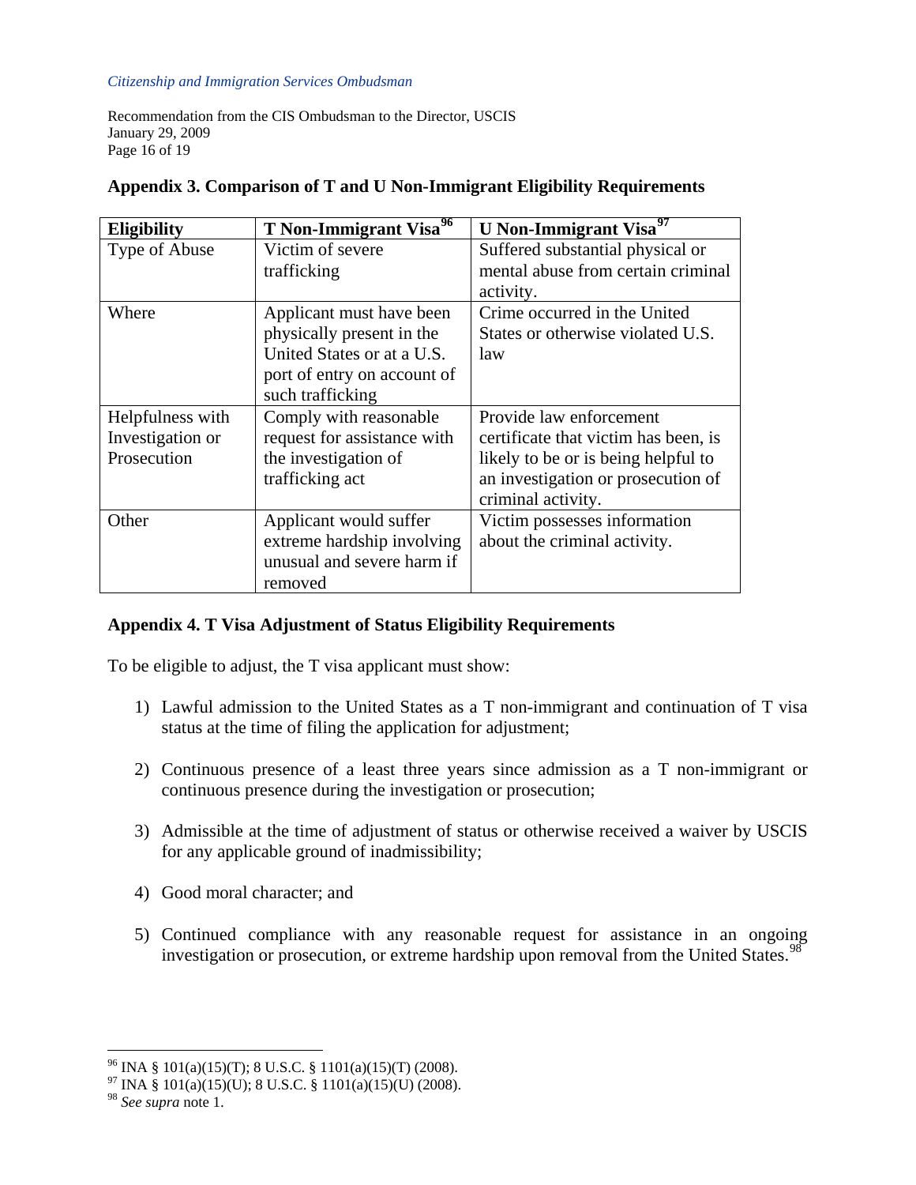## Appendix 3. Comparison of T and U Non-Immigrant Eligibility Requirements

| Eligibility | T Non-Immigrant Visa[96] | U Non-Immigrant Visa[97] |
|---|---|---|
| Type of Abuse | Victim of severe trafficking | Suffered substantial physical or mental abuse from certain criminal activity. |
| Where | Applicant must have been physically present in the United States or at a U.S. port of entry on account of such trafficking | Crime occurred in the United States or otherwise violated U.S. law |
| Helpfulness with Investigation or Prosecution | Comply with reasonable request for assistance with the investigation of trafficking act | Provide law enforcement certificate that victim has been, is likely to be or is being helpful to an investigation or prosecution of criminal activity. |
| Other | Applicant would suffer extreme hardship involving unusual and severe harm if removed | Victim possesses information about the criminal activity. |

## Appendix 4. T Visa Adjustment of Status Eligibility Requirements

To be eligible to adjust, the T visa applicant must show:

1) Lawful admission to the United States as a T non-immigrant and continuation of T visa status at the time of filing the application for adjustment;

2) Continuous presence of a least three years since admission as a T non-immigrant or continuous presence during the investigation or prosecution;

3) Admissible at the time of adjustment of status or otherwise received a waiver by USCIS for any applicable ground of inadmissibility;

4) Good moral character; and

5) Continued compliance with any reasonable request for assistance in an ongoing investigation or prosecution, or extreme hardship upon removal from the United States.[98]

---

[96] INA § 101(a)(15)(T); 8 U.S.C. § 1101(a)(15)(T) (2008).
[97] INA § 101(a)(15)(U); 8 U.S.C. § 1101(a)(15)(U) (2008).
[98] *See supra* note 1.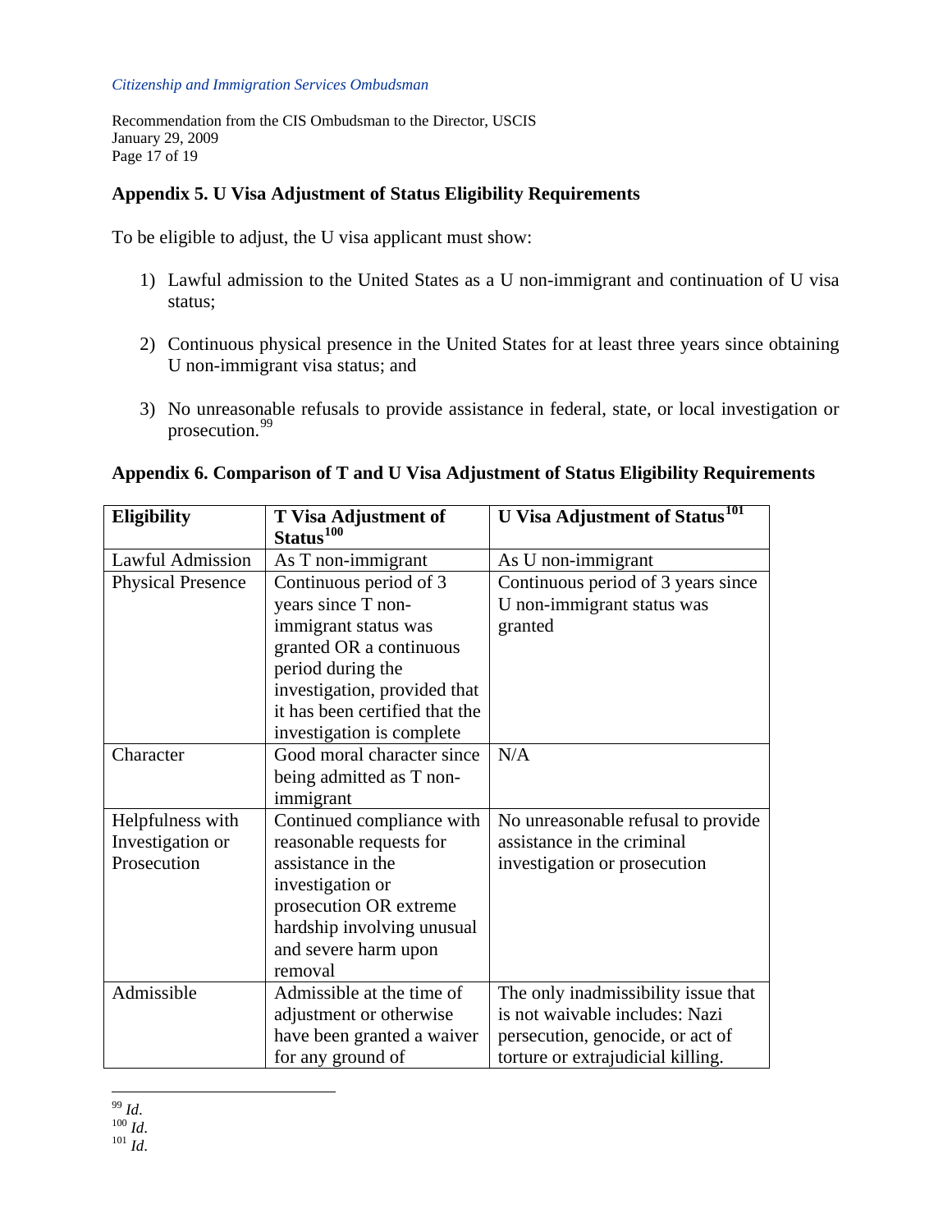## Appendix 5. U Visa Adjustment of Status Eligibility Requirements

To be eligible to adjust, the U visa applicant must show:

1) Lawful admission to the United States as a U non-immigrant and continuation of U visa status;

2) Continuous physical presence in the United States for at least three years since obtaining U non-immigrant visa status; and

3) No unreasonable refusals to provide assistance in federal, state, or local investigation or prosecution.[99]

## Appendix 6. Comparison of T and U Visa Adjustment of Status Eligibility Requirements

| Eligibility | T Visa Adjustment of Status[100] | U Visa Adjustment of Status[101] |
|---|---|---|
| Lawful Admission | As T non-immigrant | As U non-immigrant |
| Physical Presence | Continuous period of 3 years since T non-immigrant status was granted OR a continuous period during the investigation, provided that it has been certified that the investigation is complete | Continuous period of 3 years since U non-immigrant status was granted |
| Character | Good moral character since being admitted as T non-immigrant | N/A |
| Helpfulness with Investigation or Prosecution | Continued compliance with reasonable requests for assistance in the investigation or prosecution OR extreme hardship involving unusual and severe harm upon removal | No unreasonable refusal to provide assistance in the criminal investigation or prosecution |
| Admissible | Admissible at the time of adjustment or otherwise have been granted a waiver for any ground of | The only inadmissibility issue that is not waivable includes: Nazi persecution, genocide, or act of torture or extrajudicial killing. |

---

[99] *Id.*
[100] *Id.*
[101] *Id.*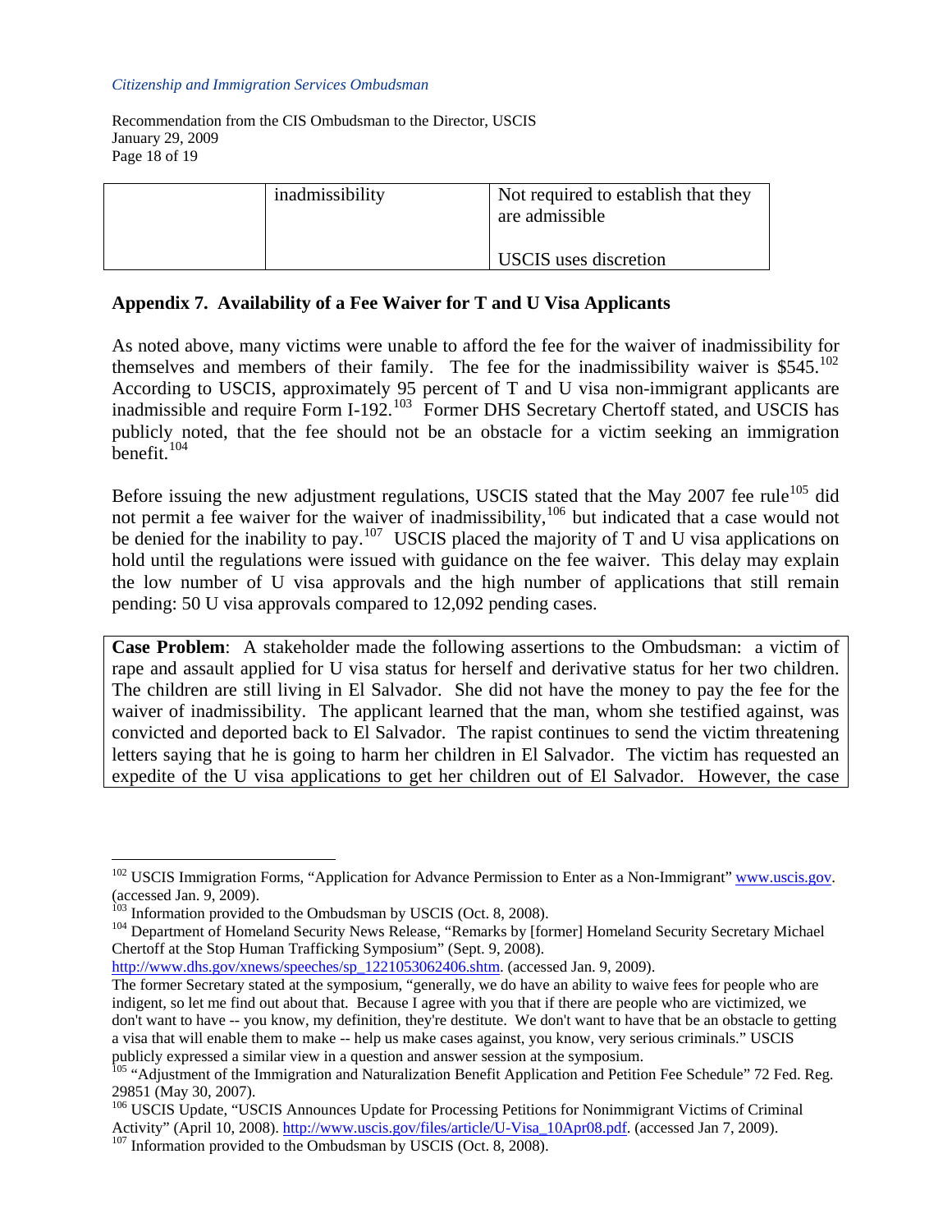| | inadmissibility | Not required to establish that they are admissible<br><br>USCIS uses discretion |
|---|---|---|

## Appendix 7. Availability of a Fee Waiver for T and U Visa Applicants

As noted above, many victims were unable to afford the fee for the waiver of inadmissibility for themselves and members of their family. The fee for the inadmissibility waiver is $545.[102] According to USCIS, approximately 95 percent of T and U visa non-immigrant applicants are inadmissible and require Form I-192.[103] Former DHS Secretary Chertoff stated, and USCIS has publicly noted, that the fee should not be an obstacle for a victim seeking an immigration benefit.[104]

Before issuing the new adjustment regulations, USCIS stated that the May 2007 fee rule[105] did not permit a fee waiver for the waiver of inadmissibility,[106] but indicated that a case would not be denied for the inability to pay.[107] USCIS placed the majority of T and U visa applications on hold until the regulations were issued with guidance on the fee waiver. This delay may explain the low number of U visa approvals and the high number of applications that still remain pending: 50 U visa approvals compared to 12,092 pending cases.

**Case Problem**: A stakeholder made the following assertions to the Ombudsman: a victim of rape and assault applied for U visa status for herself and derivative status for her two children. The children are still living in El Salvador. She did not have the money to pay the fee for the waiver of inadmissibility. The applicant learned that the man, whom she testified against, was convicted and deported back to El Salvador. The rapist continues to send the victim threatening letters saying that he is going to harm her children in El Salvador. The victim has requested an expedite of the U visa applications to get her children out of El Salvador. However, the case

---

[102] USCIS Immigration Forms, "Application for Advance Permission to Enter as a Non-Immigrant" www.uscis.gov. (accessed Jan. 9, 2009).

[103] Information provided to the Ombudsman by USCIS (Oct. 8, 2008).

[104] Department of Homeland Security News Release, "Remarks by [former] Homeland Security Secretary Michael Chertoff at the Stop Human Trafficking Symposium" (Sept. 9, 2008). http://www.dhs.gov/xnews/speeches/sp_1221053062406.shtm. (accessed Jan. 9, 2009). The former Secretary stated at the symposium, "generally, we do have an ability to waive fees for people who are indigent, so let me find out about that. Because I agree with you that if there are people who are victimized, we don't want to have -- you know, my definition, they're destitute. We don't want to have that be an obstacle to getting a visa that will enable them to make -- help us make cases against, you know, very serious criminals." USCIS publicly expressed a similar view in a question and answer session at the symposium.

[105] "Adjustment of the Immigration and Naturalization Benefit Application and Petition Fee Schedule" 72 Fed. Reg. 29851 (May 30, 2007).

[106] USCIS Update, "USCIS Announces Update for Processing Petitions for Nonimmigrant Victims of Criminal Activity" (April 10, 2008). http://www.uscis.gov/files/article/U-Visa_10Apr08.pdf. (accessed Jan 7, 2009).

[107] Information provided to the Ombudsman by USCIS (Oct. 8, 2008).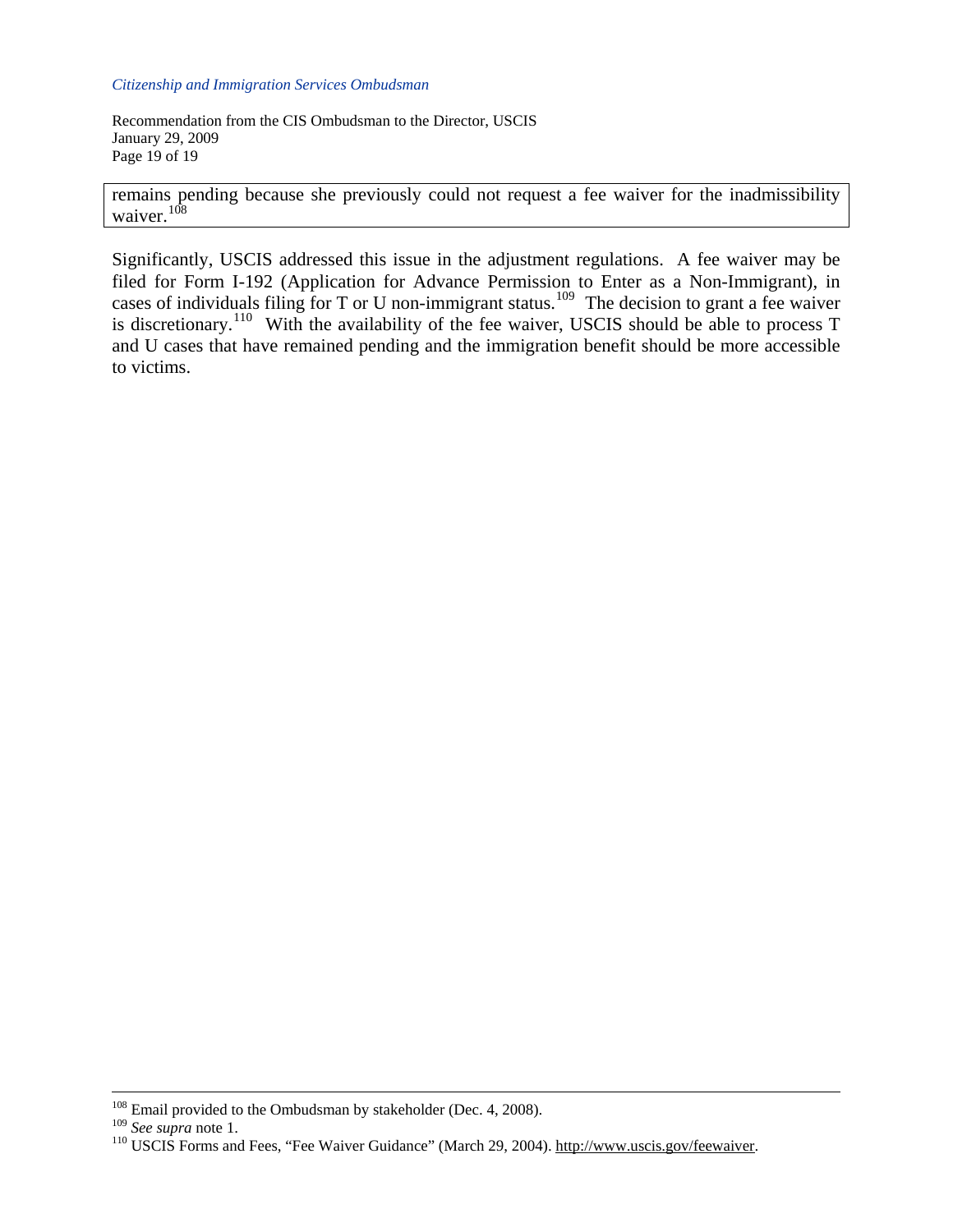remains pending because she previously could not request a fee waiver for the inadmissibility waiver.[108]

Significantly, USCIS addressed this issue in the adjustment regulations. A fee waiver may be filed for Form I-192 (Application for Advance Permission to Enter as a Non-Immigrant), in cases of individuals filing for T or U non-immigrant status.[109] The decision to grant a fee waiver is discretionary.[110] With the availability of the fee waiver, USCIS should be able to process T and U cases that have remained pending and the immigration benefit should be more accessible to victims.

---

[108] Email provided to the Ombudsman by stakeholder (Dec. 4, 2008).

[109] *See supra* note 1.

[110] USCIS Forms and Fees, "Fee Waiver Guidance" (March 29, 2004). http://www.uscis.gov/feewaiver.